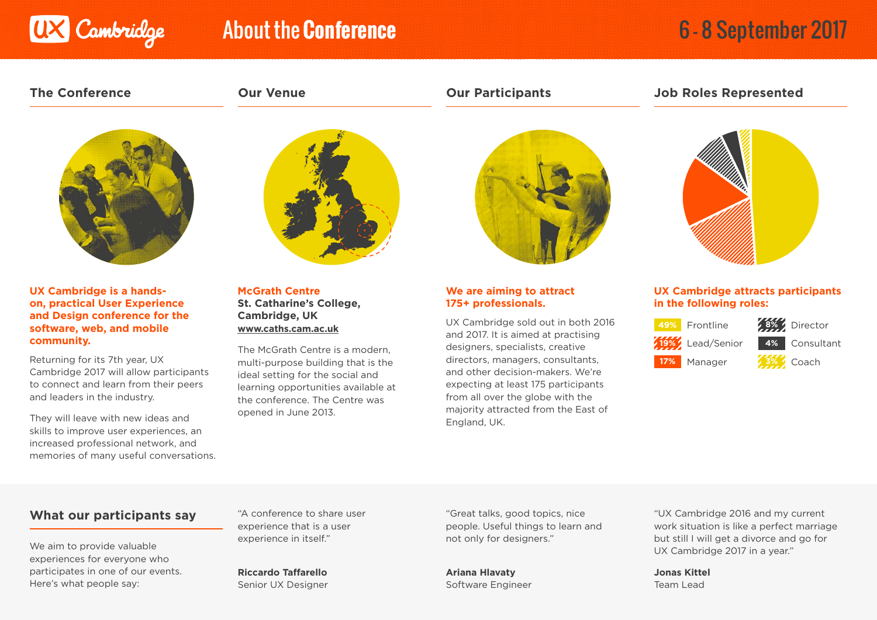# UX Cambridge — About the Conference

6 - 8 September 2017

## The Conference

**UX Cambridge is a hands-on, practical User Experience and Design conference for the software, web, and mobile community.**

Returning for its 7th year, UX Cambridge 2017 will allow participants to connect and learn from their peers and leaders in the industry.

They will leave with new ideas and skills to improve user experiences, an increased professional network, and memories of many useful conversations.

## Our Venue

**McGrath Centre**
**St. Catharine's College, Cambridge, UK**
**www.caths.cam.ac.uk**

The McGrath Centre is a modern, multi-purpose building that is the ideal setting for the social and learning opportunities available at the conference. The Centre was opened in June 2013.

## Our Participants

**We are aiming to attract 175+ professionals.**

UX Cambridge sold out in both 2016 and 2017. It is aimed at practising designers, specialists, creative directors, managers, consultants, and other decision-makers. We're expecting at least 175 participants from all over the globe with the majority attracted from the East of England, UK.

## Job Roles Represented

**UX Cambridge attracts participants in the following roles:**

| Share | Role |
| --- | --- |
| 49% | Frontline |
| 19% | Lead/Senior |
| 17% | Manager |
| 8% | Director |
| 4% | Consultant |
| 3% | Coach |

## What our participants say

We aim to provide valuable experiences for everyone who participates in one of our events. Here's what people say:

"A conference to share user experience that is a user experience in itself."

**Riccardo Taffarello**
Senior UX Designer

"Great talks, good topics, nice people. Useful things to learn and not only for designers."

**Ariana Hlavaty**
Software Engineer

"UX Cambridge 2016 and my current work situation is like a perfect marriage but still I will get a divorce and go for UX Cambridge 2017 in a year."

**Jonas Kittel**
Team Lead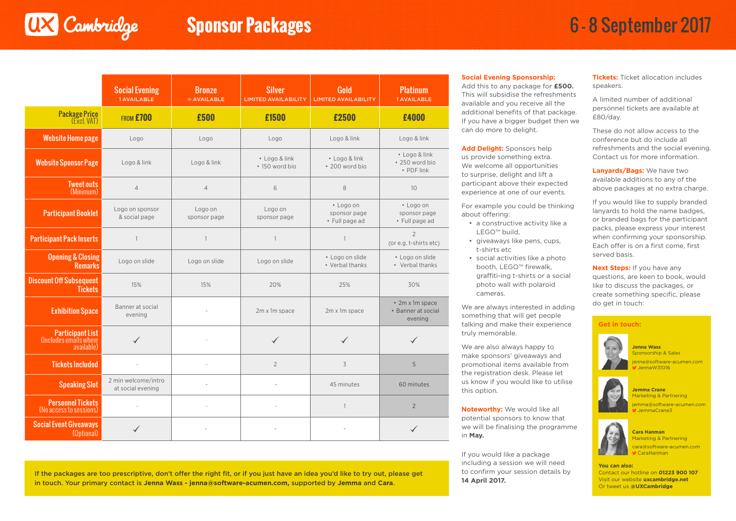# UX Cambridge Sponsor Packages

## 6 - 8 September 2017

| | Social Evening<br>1 AVAILABLE | Bronze<br>∞ AVAILABLE | Silver<br>LIMITED AVAILABILITY | Gold<br>LIMITED AVAILABILITY | Platinum<br>1 AVAILABLE |
|---|---|---|---|---|---|
| Package Price (Excl. VAT) | FROM £700 | £500 | £1500 | £2500 | £4000 |
| Website Home page | Logo | Logo | Logo | Logo & link | Logo & link |
| Website Sponsor Page | Logo & link | Logo & link | • Logo & link<br>• 150 word bio | • Logo & link<br>• 200 word bio | • Logo & link<br>• 250 word bio<br>• PDF link |
| Tweet outs (Minimum) | 4 | 4 | 6 | 8 | 10 |
| Participant Booklet | Logo on sponsor & social page | Logo on sponsor page | Logo on sponsor page | • Logo on sponsor page<br>• Full page ad | • Logo on sponsor page<br>• Full page ad |
| Participant Pack Inserts | 1 | 1 | 1 | 1 | 2<br>(or e.g. t-shirts etc) |
| Opening & Closing Remarks | Logo on slide | Logo on slide | Logo on slide | • Logo on slide<br>• Verbal thanks | • Logo on slide<br>• Verbal thanks |
| Discount Off Subsequent Tickets | 15% | 15% | 20% | 25% | 30% |
| Exhibition Space | Banner at social evening | - | 2m x 1m space | 2m x 1m space | • 2m x 1m space<br>• Banner at social evening |
| Participant List (Includes emails where available) | ✓ | - | ✓ | ✓ | ✓ |
| Tickets Included | - | - | 2 | 3 | 5 |
| Speaking Slot | 2 min welcome/intro at social evening | - | - | 45 minutes | 60 minutes |
| Personnel Tickets (No access to sessions) | - | - | - | 1 | 2 |
| Social Event Giveaways (Optional) | ✓ | - | - | - | ✓ |

**If the packages are too prescriptive, don't offer the right fit, or if you just have an idea you'd like to try out, please get in touch. Your primary contact is Jenna Wass - jenna@software-acumen.com, supported by Jemma and Cara.**

**Social Evening Sponsorship:** Add this to any package for **£500.** This will subsidise the refreshments available and you receive all the additional benefits of that package. If you have a bigger budget then we can do more to delight.

**Add Delight:** Sponsors help us provide something extra. We welcome all opportunities to surprise, delight and lift a participant above their expected experience at one of our events.

For example you could be thinking about offering:

- a constructive activity like a LEGO™ build,
- giveaways like pens, cups, t-shirts etc
- social activities like a photo booth, LEGO™ firewalk, graffiti-ing t-shirts or a social photo wall with polaroid cameras.

We are always interested in adding something that will get people talking and make their experience truly memorable.

We are also always happy to make sponsors' giveaways and promotional items available from the registration desk. Please let us know if you would like to utilise this option.

**Noteworthy:** We would like all potential sponsors to know that we will be finalising the programme in **May.**

If you would like a package including a session we will need to confirm your session details by **14 April 2017.**

**Tickets:** Ticket allocation includes speakers.

A limited number of additional personnel tickets are available at £80/day.

These do not allow access to the conference but do include all refreshments and the social evening. Contact us for more information.

**Lanyards/Bags:** We have two available additions to any of the above packages at no extra charge.

If you would like to supply branded lanyards to hold the name badges, or branded bags for the participant packs, please express your interest when confirming your sponsorship. Each offer is on a first come, first served basis.

**Next Steps:** If you have any questions, are keen to book, would like to discuss the packages, or create something specific, please do get in touch:

### Get in touch:

**Jenna Wass**
Sponsorship & Sales
jenna@software-acumen.com
JennaW31016

**Jemma Crane**
Marketing & Partnering
jemma@software-acumen.com
JemmaCrane3

**Cara Hanman**
Marketing & Partnering
cara@software-acumen.com
CaraHanman

**You can also:**
Contact our hotline on **01223 900 107**
Visit our website **uxcambridge.net**
Or tweet us **@UXCambridge**